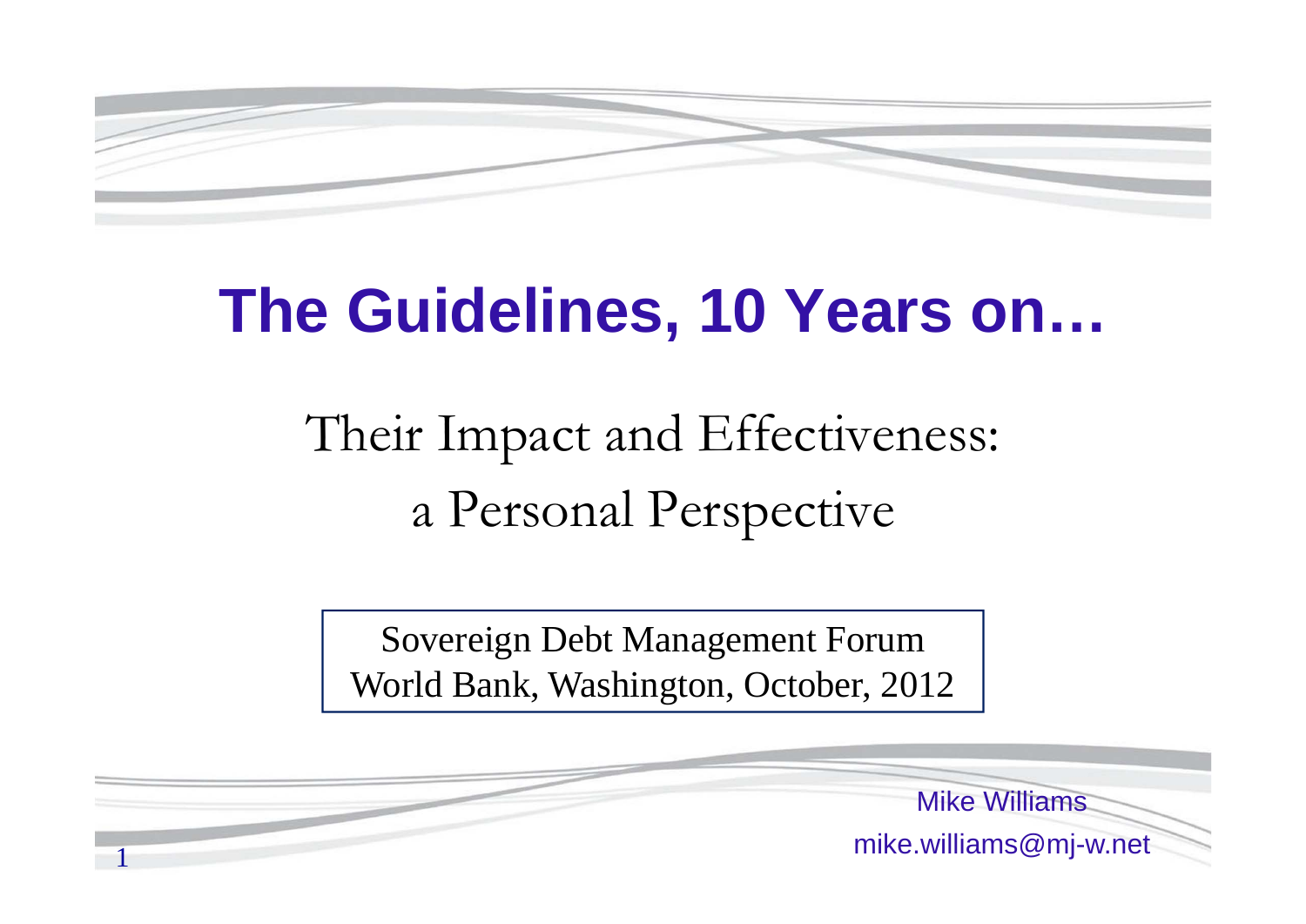# The Guidelines, 10 Years on…

## Their Impact and Effectiveness: a Personal Perspective

Sovereign Debt Management Forum
World Bank, Washington, October, 2012

Mike Williams
mike.williams@mj-w.net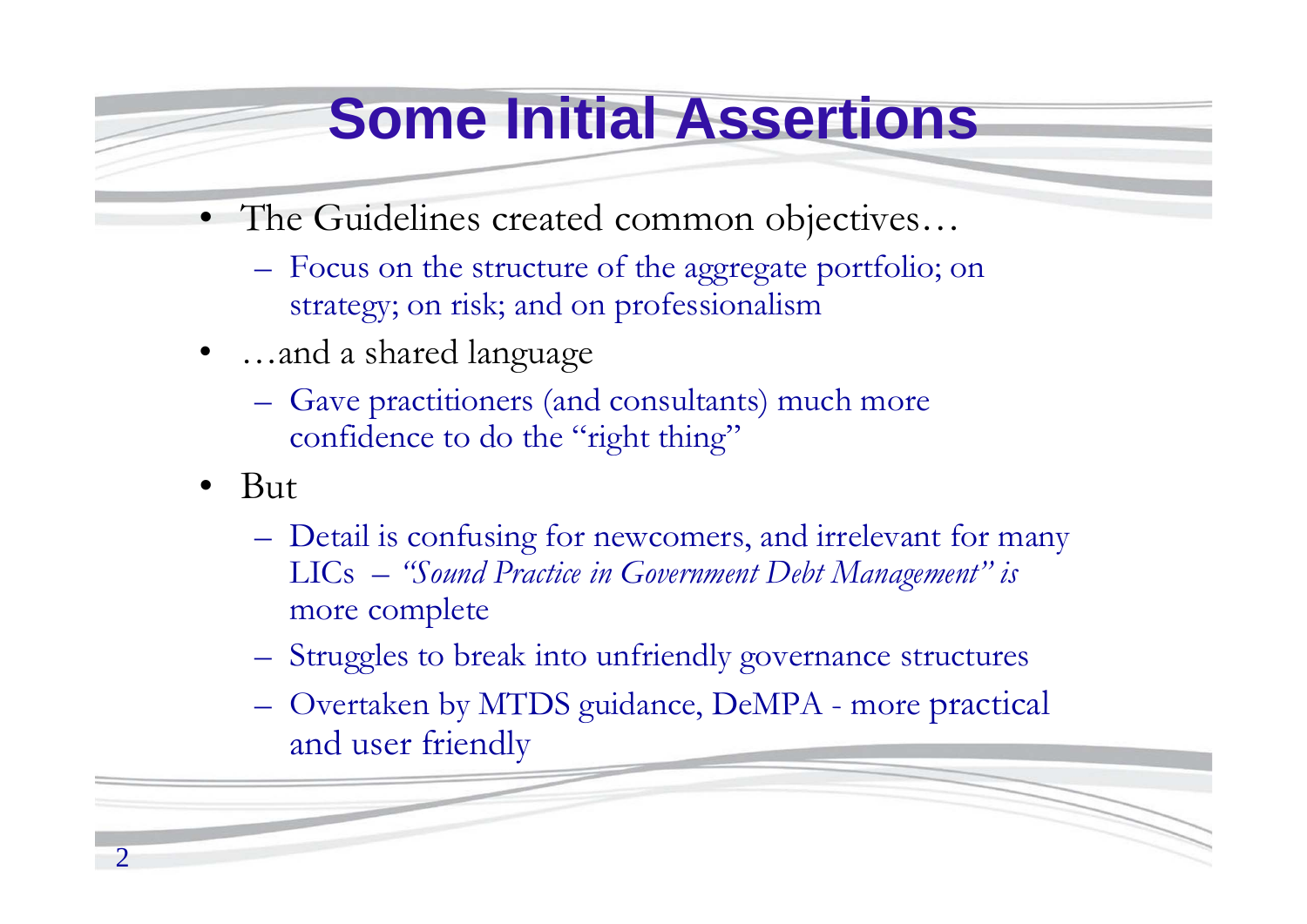# Some Initial Assertions

- The Guidelines created common objectives…
  - Focus on the structure of the aggregate portfolio; on strategy; on risk; and on professionalism
- …and a shared language
  - Gave practitioners (and consultants) much more confidence to do the "right thing"
- But
  - Detail is confusing for newcomers, and irrelevant for many LICs – *"Sound Practice in Government Debt Management" is* more complete
  - Struggles to break into unfriendly governance structures
  - Overtaken by MTDS guidance, DeMPA - more practical and user friendly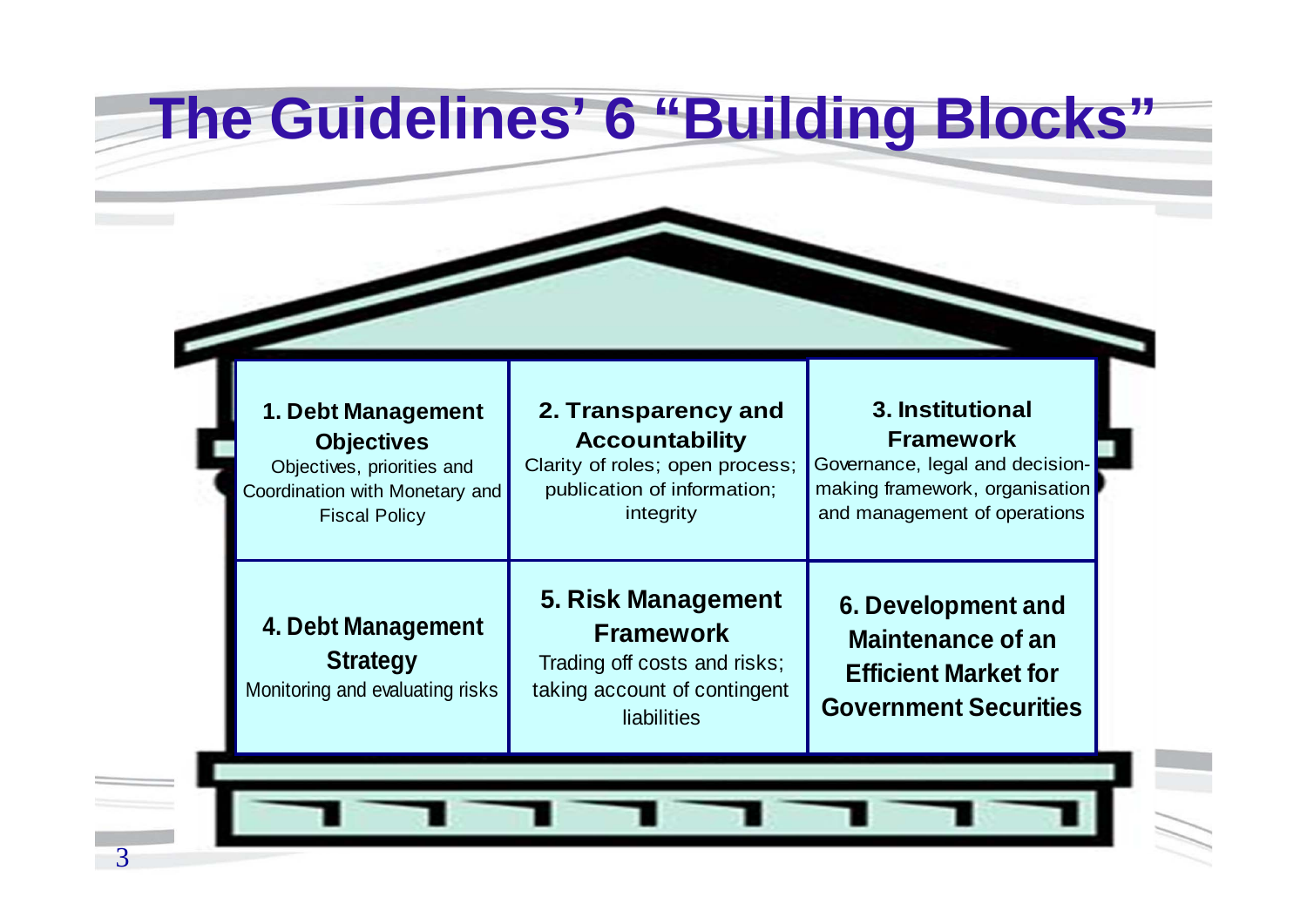# The Guidelines' 6 "Building Blocks"

| | | |
|---|---|---|
| **1. Debt Management Objectives**<br>Objectives, priorities and Coordination with Monetary and Fiscal Policy | **2. Transparency and Accountability**<br>Clarity of roles; open process; publication of information; integrity | **3. Institutional Framework**<br>Governance, legal and decision-making framework, organisation and management of operations |
| **4. Debt Management Strategy**<br>Monitoring and evaluating risks | **5. Risk Management Framework**<br>Trading off costs and risks; taking account of contingent liabilities | **6. Development and Maintenance of an Efficient Market for Government Securities** |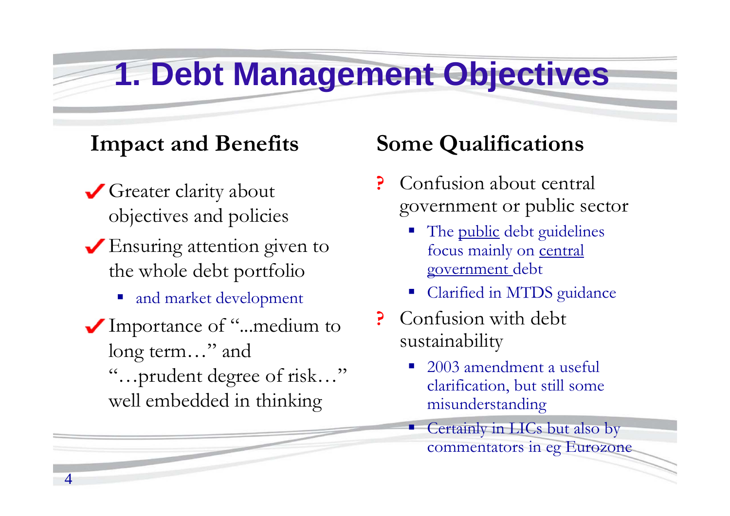# 1. Debt Management Objectives

## Impact and Benefits

- ✔ Greater clarity about objectives and policies
- ✔ Ensuring attention given to the whole debt portfolio
  - and market development
- ✔ Importance of "...medium to long term…" and "…prudent degree of risk…" well embedded in thinking

## Some Qualifications

- ? Confusion about central government or public sector
  - The public debt guidelines focus mainly on central government debt
  - Clarified in MTDS guidance
- ? Confusion with debt sustainability
  - 2003 amendment a useful clarification, but still some misunderstanding
  - Certainly in LICs but also by commentators in eg Eurozone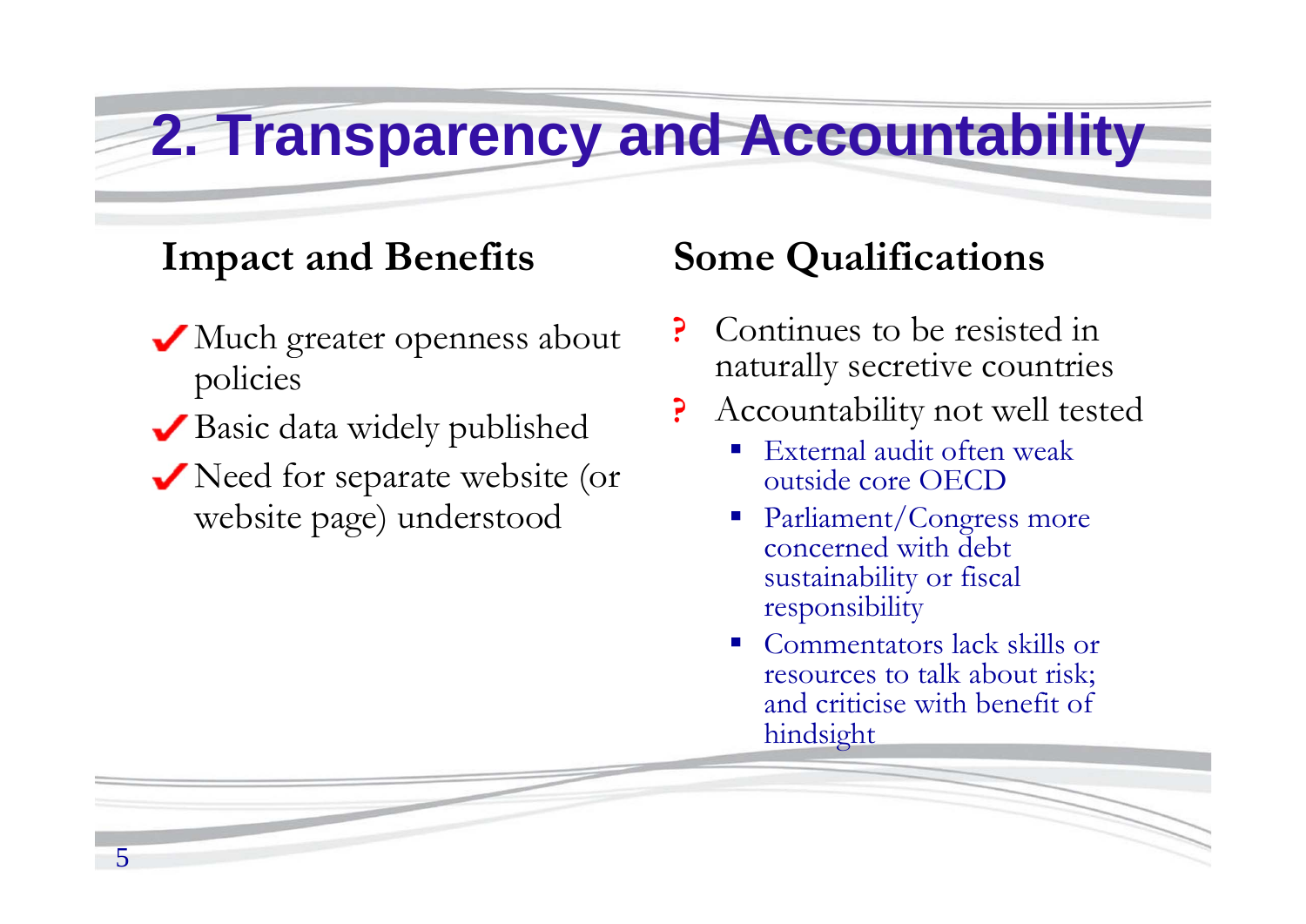# 2. Transparency and Accountability

## Impact and Benefits

- ✓ Much greater openness about policies
- ✓ Basic data widely published
- ✓ Need for separate website (or website page) understood

## Some Qualifications

- ? Continues to be resisted in naturally secretive countries
- ? Accountability not well tested
  - External audit often weak outside core OECD
  - Parliament/Congress more concerned with debt sustainability or fiscal responsibility
  - Commentators lack skills or resources to talk about risk; and criticise with benefit of hindsight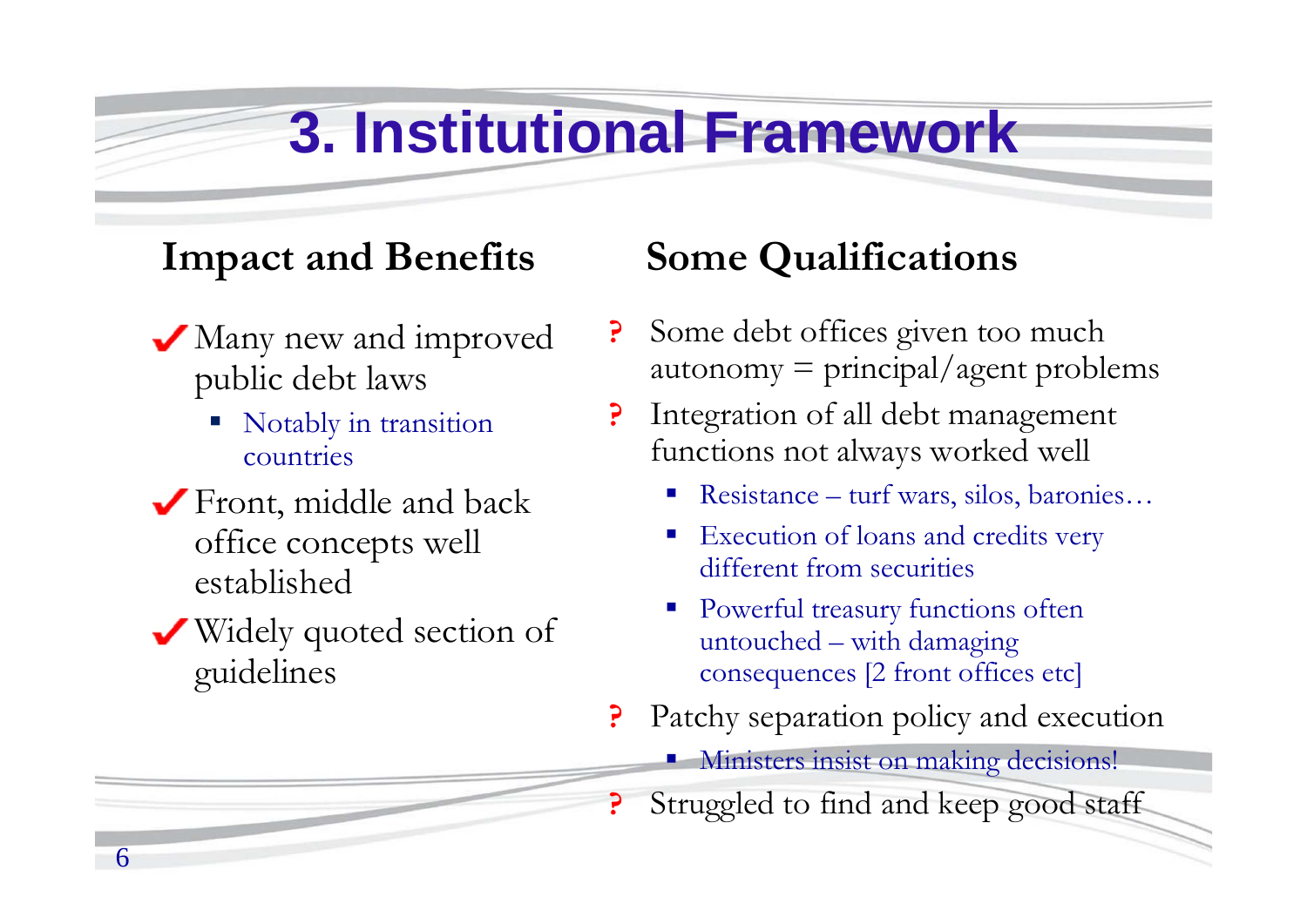# 3. Institutional Framework

## Impact and Benefits

- ✔ Many new and improved public debt laws
  - Notably in transition countries
- ✔ Front, middle and back office concepts well established
- ✔ Widely quoted section of guidelines

## Some Qualifications

- ? Some debt offices given too much autonomy = principal/agent problems
- ? Integration of all debt management functions not always worked well
  - Resistance – turf wars, silos, baronies…
  - Execution of loans and credits very different from securities
  - Powerful treasury functions often untouched – with damaging consequences [2 front offices etc]
- ? Patchy separation policy and execution
  - Ministers insist on making decisions!
- ? Struggled to find and keep good staff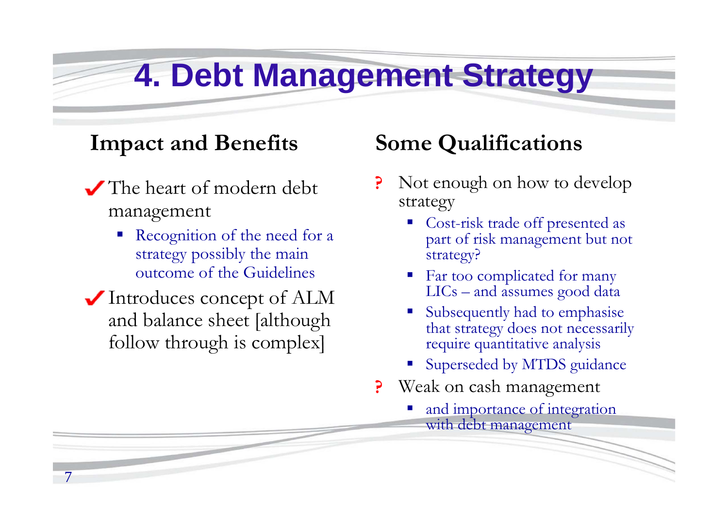# 4. Debt Management Strategy

## Impact and Benefits

- ✓ The heart of modern debt management
  - Recognition of the need for a strategy possibly the main outcome of the Guidelines
- ✓ Introduces concept of ALM and balance sheet [although follow through is complex]

## Some Qualifications

- ? Not enough on how to develop strategy
  - Cost-risk trade off presented as part of risk management but not strategy?
  - Far too complicated for many LICs – and assumes good data
  - Subsequently had to emphasise that strategy does not necessarily require quantitative analysis
  - Superseded by MTDS guidance
- ? Weak on cash management
  - and importance of integration with debt management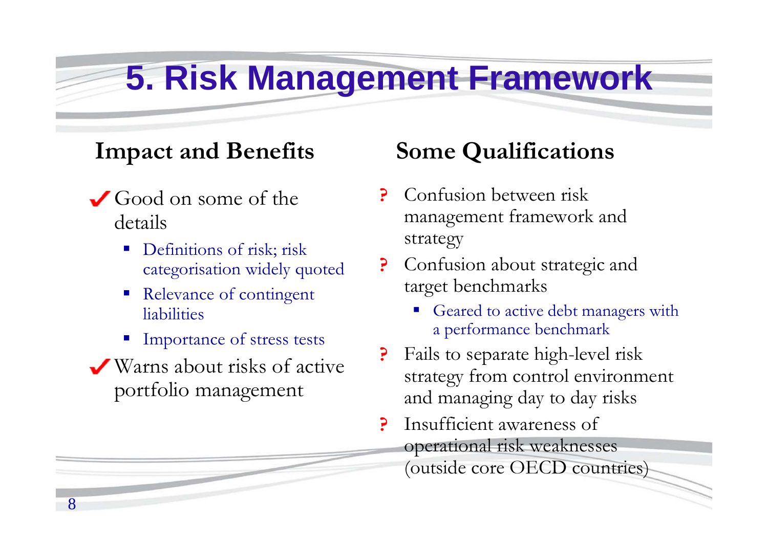# 5. Risk Management Framework

## Impact and Benefits

- ✔ Good on some of the details
  - Definitions of risk; risk categorisation widely quoted
  - Relevance of contingent liabilities
  - Importance of stress tests
- ✔ Warns about risks of active portfolio management

## Some Qualifications

- ? Confusion between risk management framework and strategy
- ? Confusion about strategic and target benchmarks
  - Geared to active debt managers with a performance benchmark
- ? Fails to separate high-level risk strategy from control environment and managing day to day risks
- ? Insufficient awareness of operational risk weaknesses (outside core OECD countries)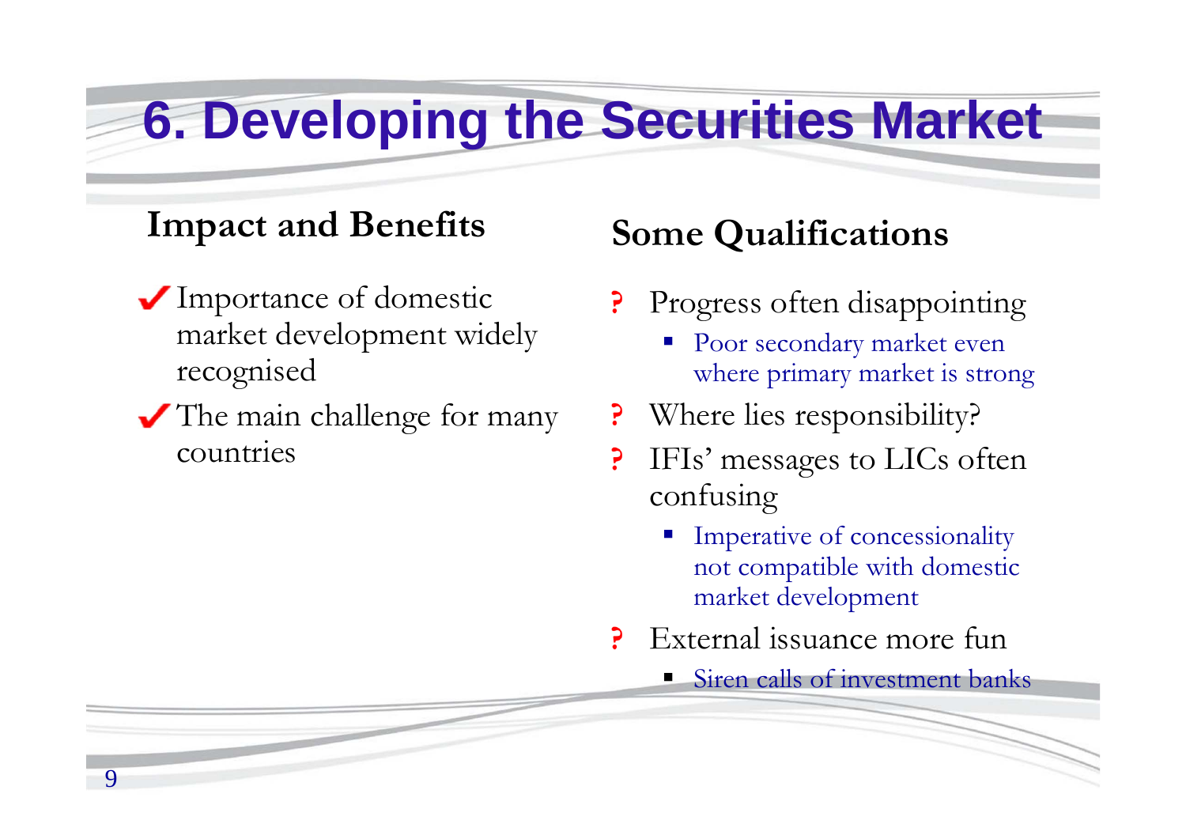# 6. Developing the Securities Market

## Impact and Benefits

- ✓ Importance of domestic market development widely recognised
- ✓ The main challenge for many countries

## Some Qualifications

- ? Progress often disappointing
  - Poor secondary market even where primary market is strong
- ? Where lies responsibility?
- ? IFIs' messages to LICs often confusing
  - Imperative of concessionality not compatible with domestic market development
- ? External issuance more fun
  - Siren calls of investment banks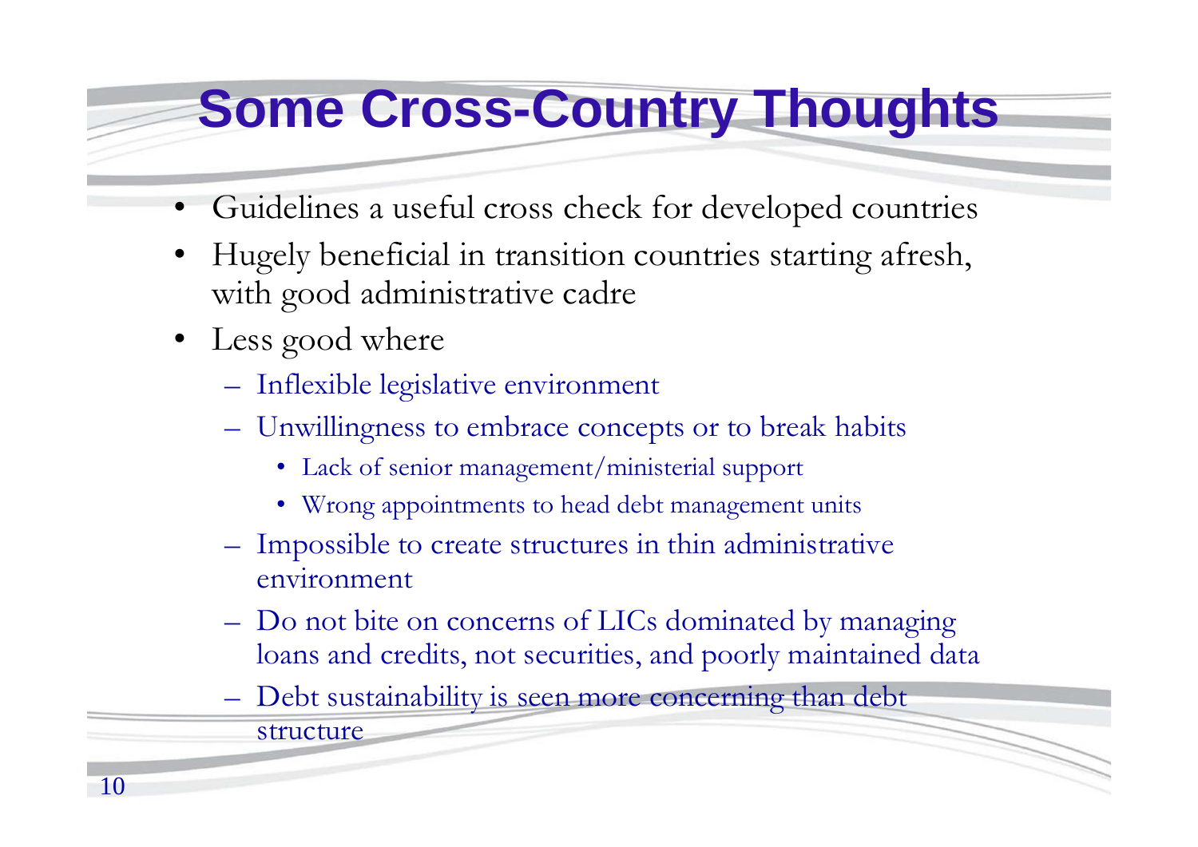# Some Cross-Country Thoughts

- Guidelines a useful cross check for developed countries
- Hugely beneficial in transition countries starting afresh, with good administrative cadre
- Less good where
  - Inflexible legislative environment
  - Unwillingness to embrace concepts or to break habits
    - Lack of senior management/ministerial support
    - Wrong appointments to head debt management units
  - Impossible to create structures in thin administrative environment
  - Do not bite on concerns of LICs dominated by managing loans and credits, not securities, and poorly maintained data
  - Debt sustainability is seen more concerning than debt structure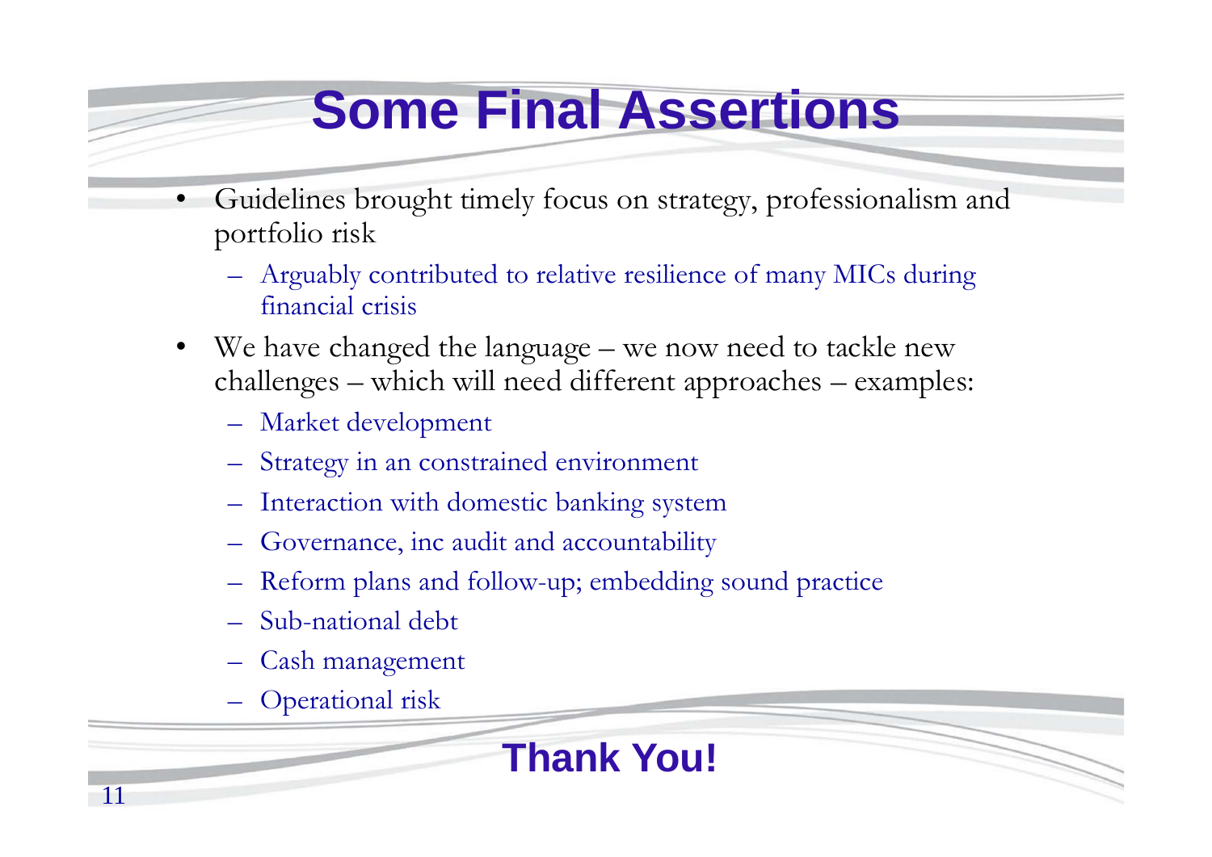# Some Final Assertions

- Guidelines brought timely focus on strategy, professionalism and portfolio risk
  - Arguably contributed to relative resilience of many MICs during financial crisis
- We have changed the language – we now need to tackle new challenges – which will need different approaches – examples:
  - Market development
  - Strategy in an constrained environment
  - Interaction with domestic banking system
  - Governance, inc audit and accountability
  - Reform plans and follow-up; embedding sound practice
  - Sub-national debt
  - Cash management
  - Operational risk

**Thank You!**